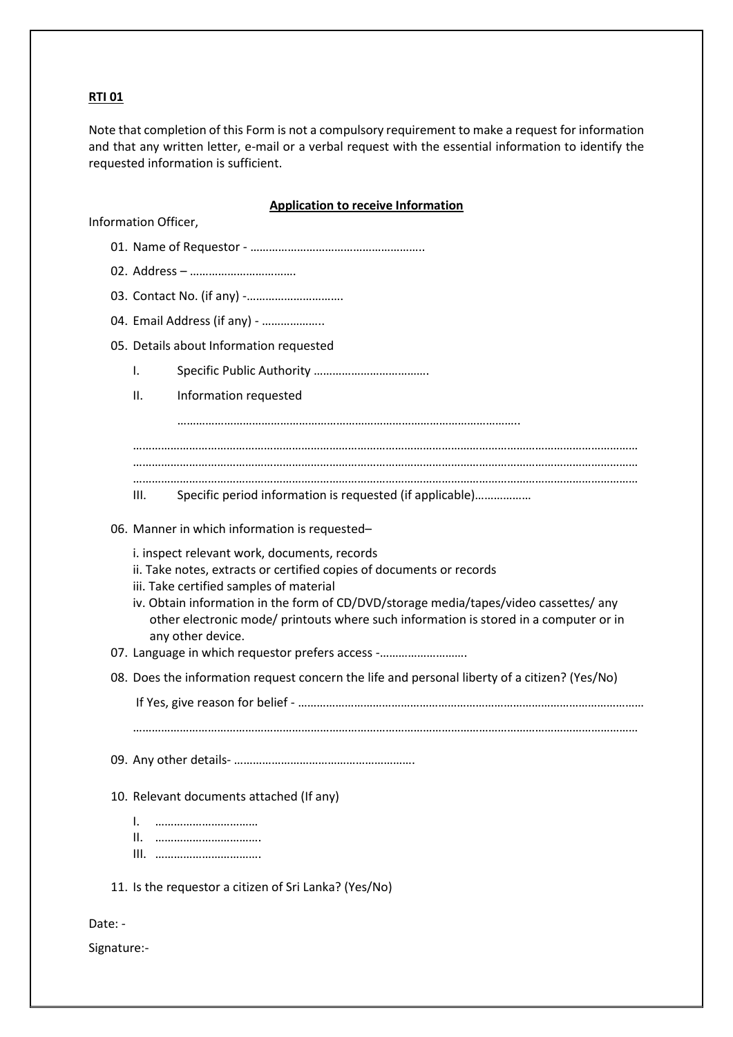**RTI 01**

Note that completion of this Form is not a compulsory requirement to make a request for information and that any written letter, e-mail or a verbal request with the essential information to identify the requested information is sufficient.

**Application to receive Information**

Information Officer,

01. Name of Requestor - ………………………………………………..
02. Address – …………………………….
03. Contact No. (if any) -…………………………
04. Email Address (if any) - ………………..
05. Details about Information requested
    - I. Specific Public Authority ……………………………….
    - II. Information requested

      ………………………………………………………………………………………..

      ………………………………………………………………………………………………………………………………………
      ………………………………………………………………………………………………………………………………………
      ………………………………………………………………………………………………………………………………………
    - III. Specific period information is requested (if applicable)………………
06. Manner in which information is requested–
    - i. inspect relevant work, documents, records
    - ii. Take notes, extracts or certified copies of documents or records
    - iii. Take certified samples of material
    - iv. Obtain information in the form of CD/DVD/storage media/tapes/video cassettes/ any other electronic mode/ printouts where such information is stored in a computer or in any other device.
07. Language in which requestor prefers access -……………………….
08. Does the information request concern the life and personal liberty of a citizen? (Yes/No)

    If Yes, give reason for belief - ……………………………………………………………………………………………

    ………………………………………………………………………………………………………………………………………
09. Any other details- ………………………………………………….
10. Relevant documents attached (If any)
    - I. ……………………………
    - II. …………………………….
    - III. …………………………….
11. Is the requestor a citizen of Sri Lanka? (Yes/No)

Date: -

Signature:-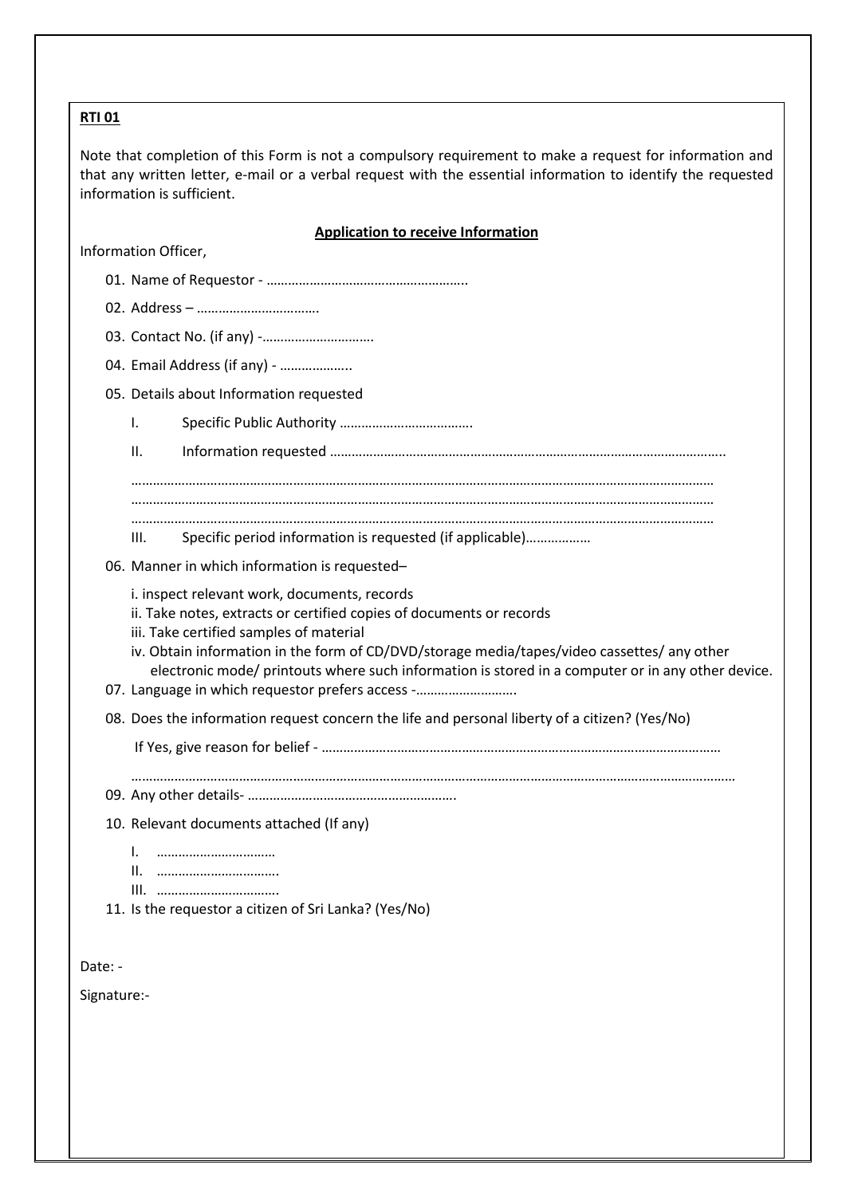**RTI 01**

Note that completion of this Form is not a compulsory requirement to make a request for information and that any written letter, e-mail or a verbal request with the essential information to identify the requested information is sufficient.

**Application to receive Information**

Information Officer,

01. Name of Requestor - ………………………………………………..
02. Address – ……………………………
03. Contact No. (if any) -…………………………
04. Email Address (if any) - ………………..
05. Details about Information requested

    I. Specific Public Authority ……………………………….

    II. Information requested ……………………………………………………………………………………………..

    ……………………………………………………………………………………………………………………………………
    ……………………………………………………………………………………………………………………………………
    ……………………………………………………………………………………………………………………………………

    III. Specific period information is requested (if applicable)………………

06. Manner in which information is requested–

    i. inspect relevant work, documents, records
    ii. Take notes, extracts or certified copies of documents or records
    iii. Take certified samples of material
    iv. Obtain information in the form of CD/DVD/storage media/tapes/video cassettes/ any other electronic mode/ printouts where such information is stored in a computer or in any other device.

07. Language in which requestor prefers access -……………………….
08. Does the information request concern the life and personal liberty of a citizen? (Yes/No)

    If Yes, give reason for belief - ………………………………………………………………………………………………

    ……………………………………………………………………………………………………………………………………………

09. Any other details- ………………………………………………….
10. Relevant documents attached (If any)

    I. ……………………………
    II. …………………………….
    III. …………………………….

11. Is the requestor a citizen of Sri Lanka? (Yes/No)

Date: -

Signature:-